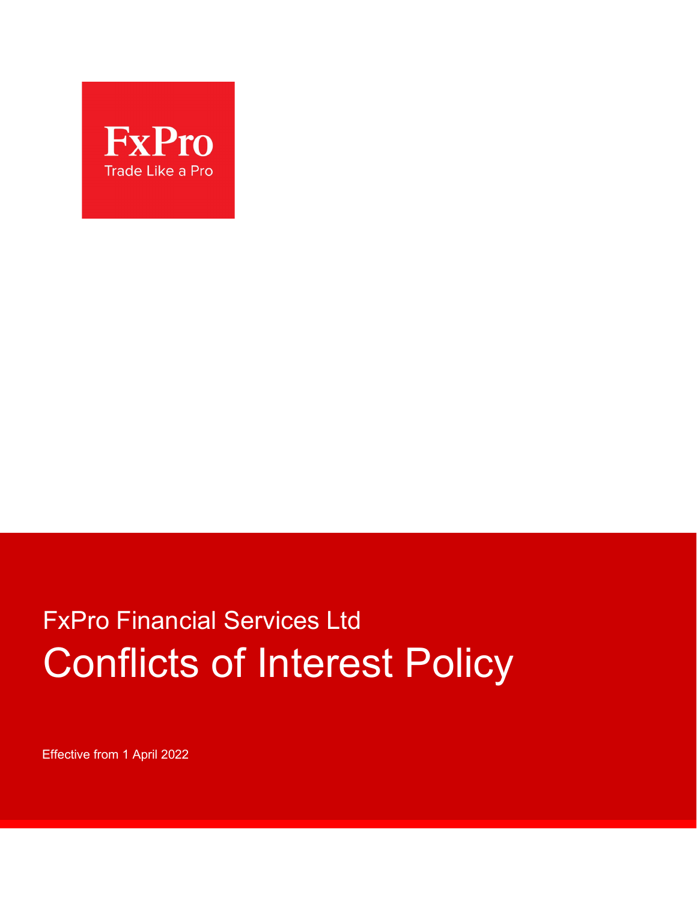FxPro

Trade Like a Pro

FxPro Financial Services Ltd

# Conflicts of Interest Policy

Effective from 1 April 2022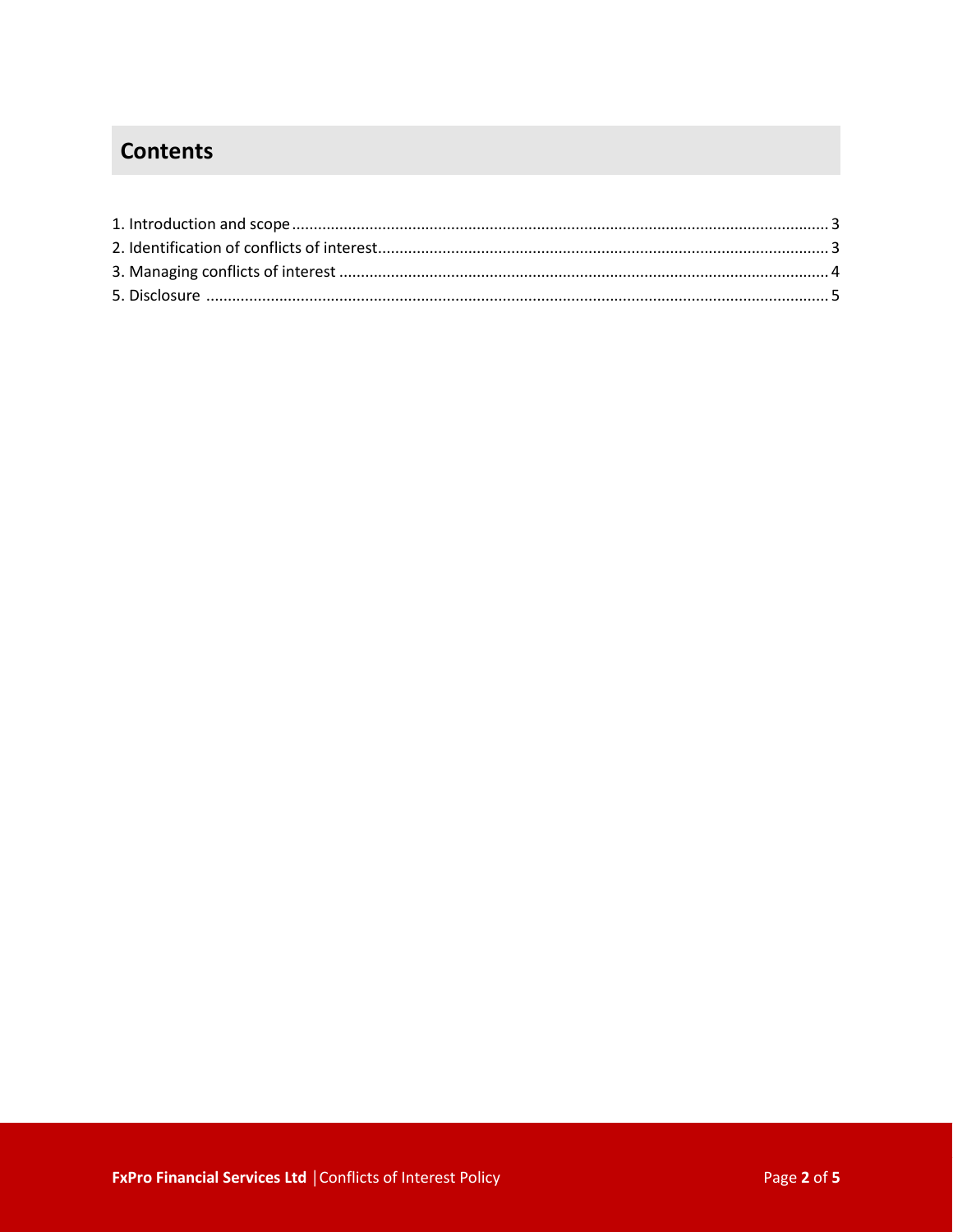## Contents

1. Introduction and scope ........................................................................................................ 3
2. Identification of conflicts of interest...................................................................................... 3
3. Managing conflicts of interest ................................................................................................ 4
5. Disclosure ............................................................................................................................ 5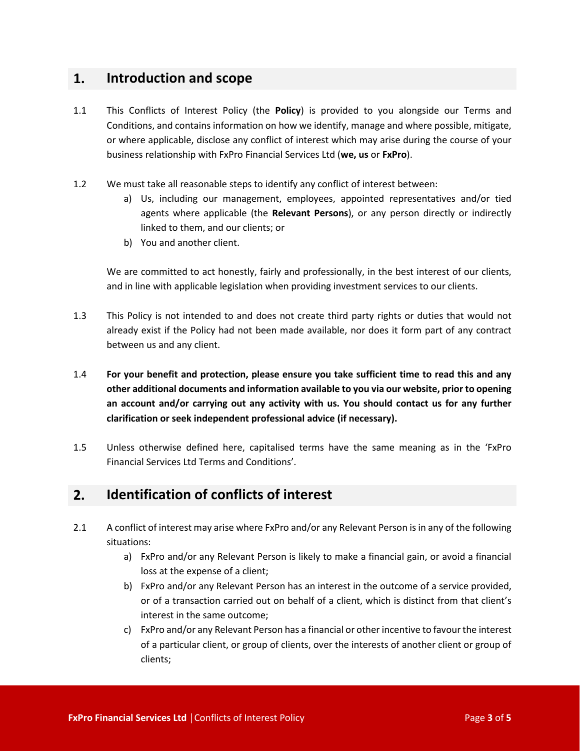## 1. Introduction and scope

1.1 This Conflicts of Interest Policy (the **Policy**) is provided to you alongside our Terms and Conditions, and contains information on how we identify, manage and where possible, mitigate, or where applicable, disclose any conflict of interest which may arise during the course of your business relationship with FxPro Financial Services Ltd (**we, us** or **FxPro**).

1.2 We must take all reasonable steps to identify any conflict of interest between:

a) Us, including our management, employees, appointed representatives and/or tied agents where applicable (the **Relevant Persons**), or any person directly or indirectly linked to them, and our clients; or

b) You and another client.

We are committed to act honestly, fairly and professionally, in the best interest of our clients, and in line with applicable legislation when providing investment services to our clients.

1.3 This Policy is not intended to and does not create third party rights or duties that would not already exist if the Policy had not been made available, nor does it form part of any contract between us and any client.

1.4 **For your benefit and protection, please ensure you take sufficient time to read this and any other additional documents and information available to you via our website, prior to opening an account and/or carrying out any activity with us. You should contact us for any further clarification or seek independent professional advice (if necessary).**

1.5 Unless otherwise defined here, capitalised terms have the same meaning as in the 'FxPro Financial Services Ltd Terms and Conditions'.

## 2. Identification of conflicts of interest

2.1 A conflict of interest may arise where FxPro and/or any Relevant Person is in any of the following situations:

a) FxPro and/or any Relevant Person is likely to make a financial gain, or avoid a financial loss at the expense of a client;

b) FxPro and/or any Relevant Person has an interest in the outcome of a service provided, or of a transaction carried out on behalf of a client, which is distinct from that client's interest in the same outcome;

c) FxPro and/or any Relevant Person has a financial or other incentive to favour the interest of a particular client, or group of clients, over the interests of another client or group of clients;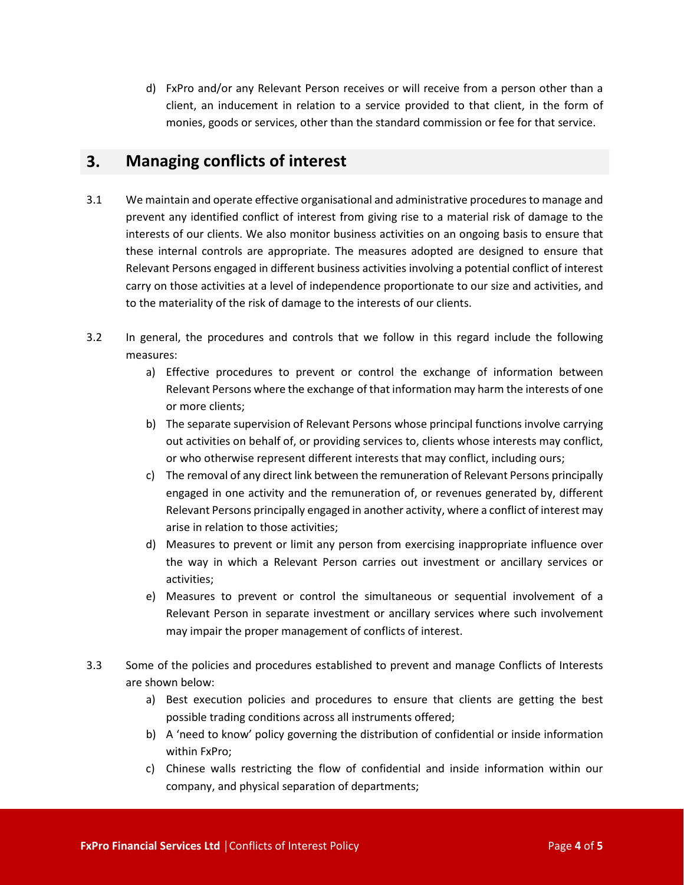d) FxPro and/or any Relevant Person receives or will receive from a person other than a client, an inducement in relation to a service provided to that client, in the form of monies, goods or services, other than the standard commission or fee for that service.

## 3. Managing conflicts of interest

3.1 We maintain and operate effective organisational and administrative procedures to manage and prevent any identified conflict of interest from giving rise to a material risk of damage to the interests of our clients. We also monitor business activities on an ongoing basis to ensure that these internal controls are appropriate. The measures adopted are designed to ensure that Relevant Persons engaged in different business activities involving a potential conflict of interest carry on those activities at a level of independence proportionate to our size and activities, and to the materiality of the risk of damage to the interests of our clients.

3.2 In general, the procedures and controls that we follow in this regard include the following measures:

a) Effective procedures to prevent or control the exchange of information between Relevant Persons where the exchange of that information may harm the interests of one or more clients;

b) The separate supervision of Relevant Persons whose principal functions involve carrying out activities on behalf of, or providing services to, clients whose interests may conflict, or who otherwise represent different interests that may conflict, including ours;

c) The removal of any direct link between the remuneration of Relevant Persons principally engaged in one activity and the remuneration of, or revenues generated by, different Relevant Persons principally engaged in another activity, where a conflict of interest may arise in relation to those activities;

d) Measures to prevent or limit any person from exercising inappropriate influence over the way in which a Relevant Person carries out investment or ancillary services or activities;

e) Measures to prevent or control the simultaneous or sequential involvement of a Relevant Person in separate investment or ancillary services where such involvement may impair the proper management of conflicts of interest.

3.3 Some of the policies and procedures established to prevent and manage Conflicts of Interests are shown below:

a) Best execution policies and procedures to ensure that clients are getting the best possible trading conditions across all instruments offered;

b) A 'need to know' policy governing the distribution of confidential or inside information within FxPro;

c) Chinese walls restricting the flow of confidential and inside information within our company, and physical separation of departments;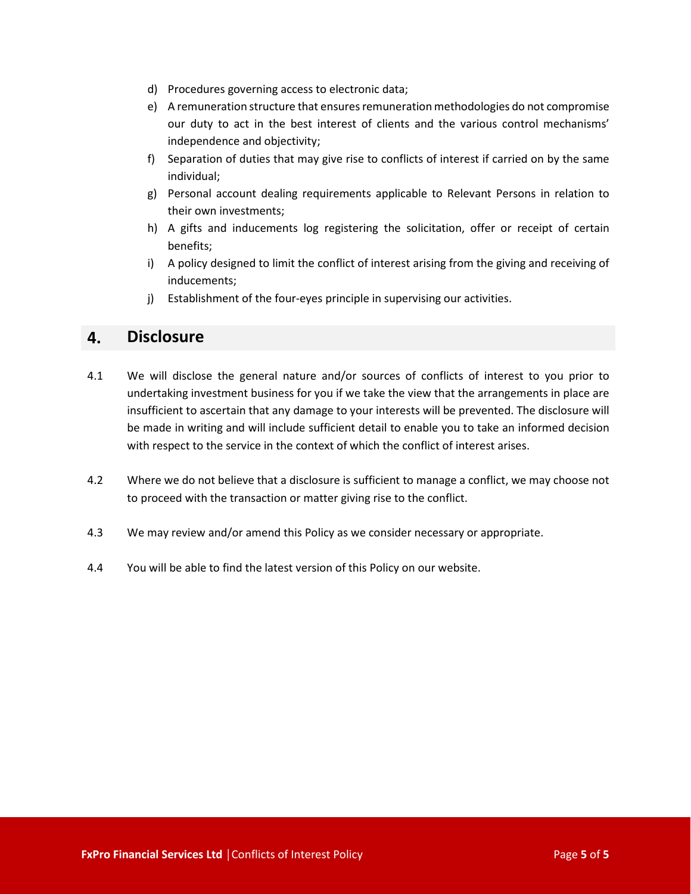d) Procedures governing access to electronic data;
e) A remuneration structure that ensures remuneration methodologies do not compromise our duty to act in the best interest of clients and the various control mechanisms' independence and objectivity;
f) Separation of duties that may give rise to conflicts of interest if carried on by the same individual;
g) Personal account dealing requirements applicable to Relevant Persons in relation to their own investments;
h) A gifts and inducements log registering the solicitation, offer or receipt of certain benefits;
i) A policy designed to limit the conflict of interest arising from the giving and receiving of inducements;
j) Establishment of the four-eyes principle in supervising our activities.

## 4. Disclosure

4.1 We will disclose the general nature and/or sources of conflicts of interest to you prior to undertaking investment business for you if we take the view that the arrangements in place are insufficient to ascertain that any damage to your interests will be prevented. The disclosure will be made in writing and will include sufficient detail to enable you to take an informed decision with respect to the service in the context of which the conflict of interest arises.

4.2 Where we do not believe that a disclosure is sufficient to manage a conflict, we may choose not to proceed with the transaction or matter giving rise to the conflict.

4.3 We may review and/or amend this Policy as we consider necessary or appropriate.

4.4 You will be able to find the latest version of this Policy on our website.